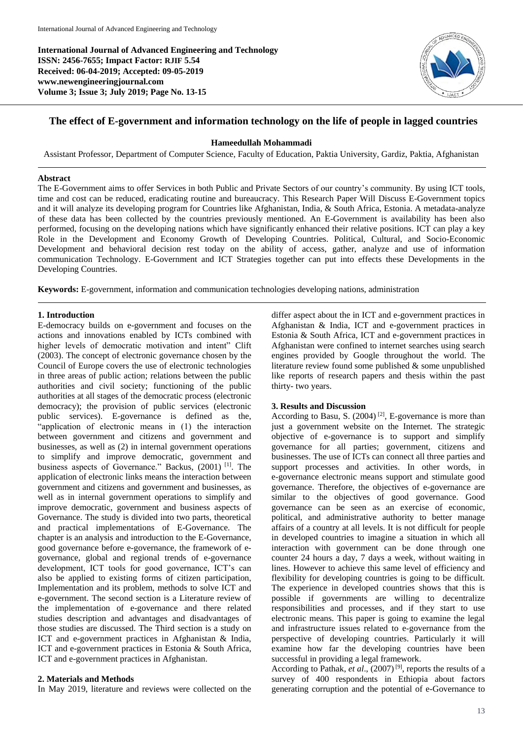# The effect of E-government and information technology on the life of people in lagged countries

**Hameedullah Mohammadi**

Assistant Professor, Department of Computer Science, Faculty of Education, Paktia University, Gardiz, Paktia, Afghanistan

## Abstract

The E-Government aims to offer Services in both Public and Private Sectors of our country's community. By using ICT tools, time and cost can be reduced, eradicating routine and bureaucracy. This Research Paper Will Discuss E-Government topics and it will analyze its developing program for Countries like Afghanistan, India, & South Africa, Estonia. A metadata-analyze of these data has been collected by the countries previously mentioned. An E-Government is availability has been also performed, focusing on the developing nations which have significantly enhanced their relative positions. ICT can play a key Role in the Development and Economy Growth of Developing Countries. Political, Cultural, and Socio-Economic Development and behavioral decision rest today on the ability of access, gather, analyze and use of information communication Technology. E-Government and ICT Strategies together can put into effects these Developments in the Developing Countries.

**Keywords:** E-government, information and communication technologies developing nations, administration

## 1. Introduction

E-democracy builds on e-government and focuses on the actions and innovations enabled by ICTs combined with higher levels of democratic motivation and intent" Clift (2003). The concept of electronic governance chosen by the Council of Europe covers the use of electronic technologies in three areas of public action; relations between the public authorities and civil society; functioning of the public authorities at all stages of the democratic process (electronic democracy); the provision of public services (electronic public services). E-governance is defined as the, "application of electronic means in (1) the interaction between government and citizens and government and businesses, as well as (2) in internal government operations to simplify and improve democratic, government and business aspects of Governance." Backus, (2001) [1]. The application of electronic links means the interaction between government and citizens and government and businesses, as well as in internal government operations to simplify and improve democratic, government and business aspects of Governance. The study is divided into two parts, theoretical and practical implementations of E-Governance. The chapter is an analysis and introduction to the E-Governance, good governance before e-governance, the framework of e-governance, global and regional trends of e-governance development, ICT tools for good governance, ICT's can also be applied to existing forms of citizen participation, Implementation and its problem, methods to solve ICT and e-government. The second section is a Literature review of the implementation of e-governance and there related studies description and advantages and disadvantages of those studies are discussed. The Third section is a study on ICT and e-government practices in Afghanistan & India, ICT and e-government practices in Estonia & South Africa, ICT and e-government practices in Afghanistan.

## 2. Materials and Methods

In May 2019, literature and reviews were collected on the differ aspect about the in ICT and e-government practices in Afghanistan & India, ICT and e-government practices in Estonia & South Africa, ICT and e-government practices in Afghanistan were confined to internet searches using search engines provided by Google throughout the world. The literature review found some published & some unpublished like reports of research papers and thesis within the past thirty- two years.

## 3. Results and Discussion

According to Basu, S. (2004) [2], E-governance is more than just a government website on the Internet. The strategic objective of e-governance is to support and simplify governance for all parties; government, citizens and businesses. The use of ICTs can connect all three parties and support processes and activities. In other words, in e-governance electronic means support and stimulate good governance. Therefore, the objectives of e-governance are similar to the objectives of good governance. Good governance can be seen as an exercise of economic, political, and administrative authority to better manage affairs of a country at all levels. It is not difficult for people in developed countries to imagine a situation in which all interaction with government can be done through one counter 24 hours a day, 7 days a week, without waiting in lines. However to achieve this same level of efficiency and flexibility for developing countries is going to be difficult. The experience in developed countries shows that this is possible if governments are willing to decentralize responsibilities and processes, and if they start to use electronic means. This paper is going to examine the legal and infrastructure issues related to e-governance from the perspective of developing countries. Particularly it will examine how far the developing countries have been successful in providing a legal framework.

According to Pathak, *et al*., (2007) [9], reports the results of a survey of 400 respondents in Ethiopia about factors generating corruption and the potential of e-Governance to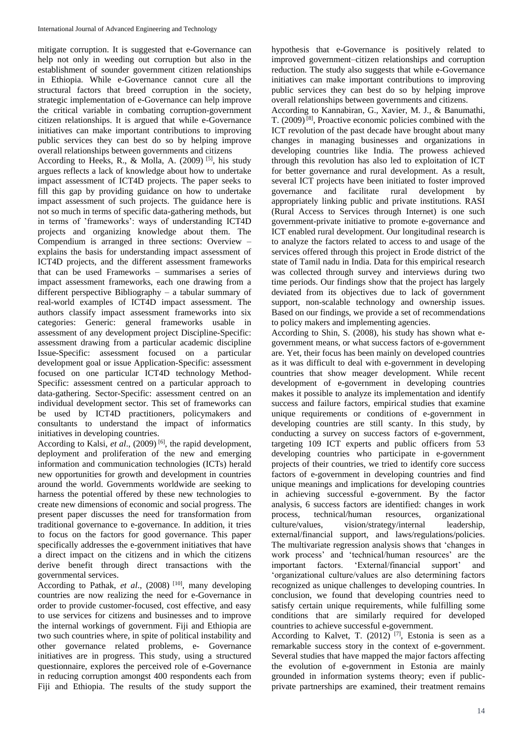mitigate corruption. It is suggested that e-Governance can help not only in weeding out corruption but also in the establishment of sounder government citizen relationships in Ethiopia. While e-Governance cannot cure all the structural factors that breed corruption in the society, strategic implementation of e-Governance can help improve the critical variable in combating corruption-government citizen relationships. It is argued that while e-Governance initiatives can make important contributions to improving public services they can best do so by helping improve overall relationships between governments and citizens

According to Heeks, R., & Molla, A. (2009) [5], his study argues reflects a lack of knowledge about how to undertake impact assessment of ICT4D projects. The paper seeks to fill this gap by providing guidance on how to undertake impact assessment of such projects. The guidance here is not so much in terms of specific data-gathering methods, but in terms of 'frameworks': ways of understanding ICT4D projects and organizing knowledge about them. The Compendium is arranged in three sections: Overview – explains the basis for understanding impact assessment of ICT4D projects, and the different assessment frameworks that can be used Frameworks – summarises a series of impact assessment frameworks, each one drawing from a different perspective Bibliography – a tabular summary of real-world examples of ICT4D impact assessment. The authors classify impact assessment frameworks into six categories: Generic: general frameworks usable in assessment of any development project Discipline-Specific: assessment drawing from a particular academic discipline Issue-Specific: assessment focused on a particular development goal or issue Application-Specific: assessment focused on one particular ICT4D technology Method-Specific: assessment centred on a particular approach to data-gathering. Sector-Specific: assessment centred on an individual development sector. This set of frameworks can be used by ICT4D practitioners, policymakers and consultants to understand the impact of informatics initiatives in developing countries.

According to Kalsi, *et al*., (2009) [6], the rapid development, deployment and proliferation of the new and emerging information and communication technologies (ICTs) herald new opportunities for growth and development in countries around the world. Governments worldwide are seeking to harness the potential offered by these new technologies to create new dimensions of economic and social progress. The present paper discusses the need for transformation from traditional governance to e-governance. In addition, it tries to focus on the factors for good governance. This paper specifically addresses the e-government initiatives that have a direct impact on the citizens and in which the citizens derive benefit through direct transactions with the governmental services.

According to Pathak, *et al*., (2008) [10], many developing countries are now realizing the need for e-Governance in order to provide customer-focused, cost effective, and easy to use services for citizens and businesses and to improve the internal workings of government. Fiji and Ethiopia are two such countries where, in spite of political instability and other governance related problems, e- Governance initiatives are in progress. This study, using a structured questionnaire, explores the perceived role of e-Governance in reducing corruption amongst 400 respondents each from Fiji and Ethiopia. The results of the study support the hypothesis that e-Governance is positively related to improved government–citizen relationships and corruption reduction. The study also suggests that while e-Governance initiatives can make important contributions to improving public services they can best do so by helping improve overall relationships between governments and citizens.

According to Kannabiran, G., Xavier, M. J., & Banumathi, T. (2009) [8], Proactive economic policies combined with the ICT revolution of the past decade have brought about many changes in managing businesses and organizations in developing countries like India. The prowess achieved through this revolution has also led to exploitation of ICT for better governance and rural development. As a result, several ICT projects have been initiated to foster improved governance and facilitate rural development by appropriately linking public and private institutions. RASI (Rural Access to Services through Internet) is one such government-private initiative to promote e-governance and ICT enabled rural development. Our longitudinal research is to analyze the factors related to access to and usage of the services offered through this project in Erode district of the state of Tamil nadu in India. Data for this empirical research was collected through survey and interviews during two time periods. Our findings show that the project has largely deviated from its objectives due to lack of government support, non-scalable technology and ownership issues. Based on our findings, we provide a set of recommendations to policy makers and implementing agencies.

According to Shin, S. (2008), his study has shown what e-government means, or what success factors of e-government are. Yet, their focus has been mainly on developed countries as it was difficult to deal with e-government in developing countries that show meager development. While recent development of e-government in developing countries makes it possible to analyze its implementation and identify success and failure factors, empirical studies that examine unique requirements or conditions of e-government in developing countries are still scanty. In this study, by conducting a survey on success factors of e-government, targeting 109 ICT experts and public officers from 53 developing countries who participate in e-government projects of their countries, we tried to identify core success factors of e-government in developing countries and find unique meanings and implications for developing countries in achieving successful e-government. By the factor analysis, 6 success factors are identified: changes in work process, technical/human resources, organizational culture/values, vision/strategy/internal leadership, external/financial support, and laws/regulations/policies. The multivariate regression analysis shows that 'changes in work process' and 'technical/human resources' are the important factors. 'External/financial support' and 'organizational culture/values are also determining factors recognized as unique challenges to developing countries. In conclusion, we found that developing countries need to satisfy certain unique requirements, while fulfilling some conditions that are similarly required for developed countries to achieve successful e-government.

According to Kalvet, T. (2012) [7], Estonia is seen as a remarkable success story in the context of e-government. Several studies that have mapped the major factors affecting the evolution of e-government in Estonia are mainly grounded in information systems theory; even if public-private partnerships are examined, their treatment remains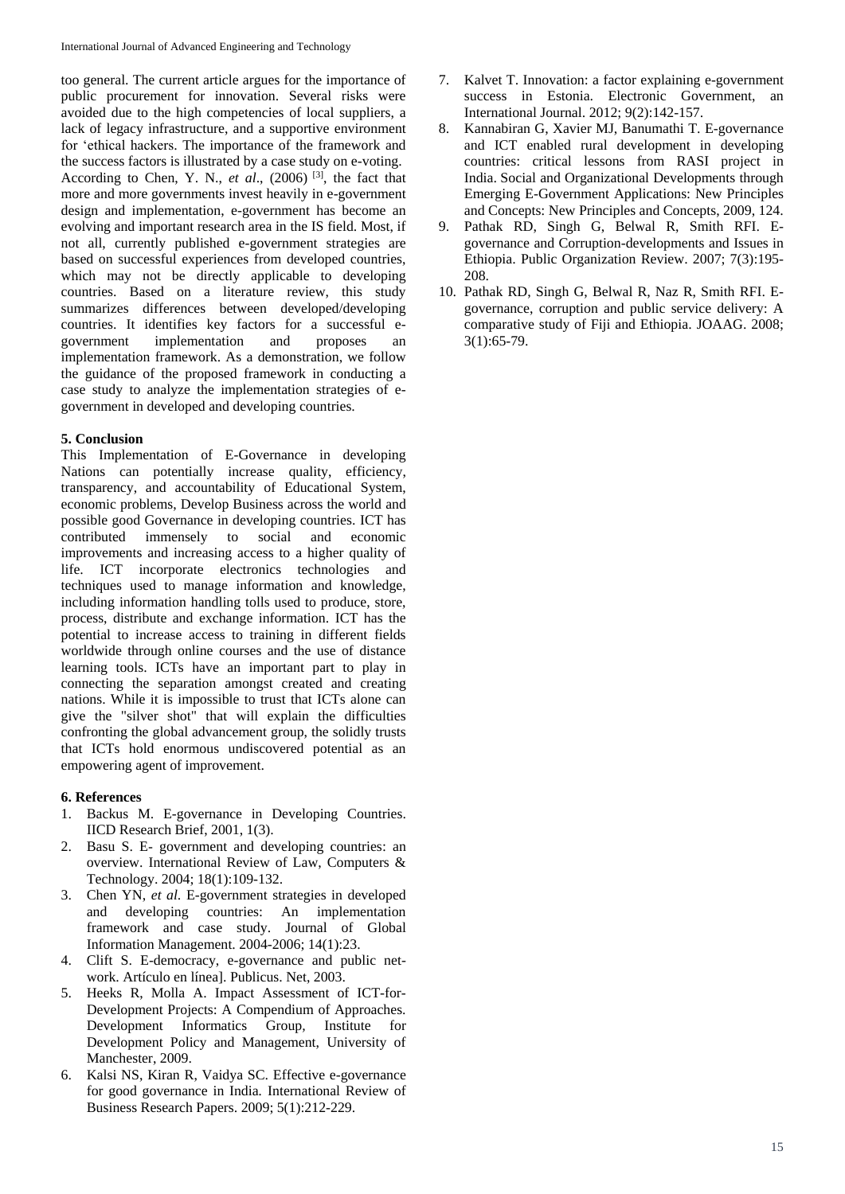too general. The current article argues for the importance of public procurement for innovation. Several risks were avoided due to the high competencies of local suppliers, a lack of legacy infrastructure, and a supportive environment for 'ethical hackers. The importance of the framework and the success factors is illustrated by a case study on e-voting. According to Chen, Y. N., *et al*., (2006) [3], the fact that more and more governments invest heavily in e-government design and implementation, e-government has become an evolving and important research area in the IS field. Most, if not all, currently published e-government strategies are based on successful experiences from developed countries, which may not be directly applicable to developing countries. Based on a literature review, this study summarizes differences between developed/developing countries. It identifies key factors for a successful e-government implementation and proposes an implementation framework. As a demonstration, we follow the guidance of the proposed framework in conducting a case study to analyze the implementation strategies of e-government in developed and developing countries.

## 5. Conclusion

This Implementation of E-Governance in developing Nations can potentially increase quality, efficiency, transparency, and accountability of Educational System, economic problems, Develop Business across the world and possible good Governance in developing countries. ICT has contributed immensely to social and economic improvements and increasing access to a higher quality of life. ICT incorporate electronics technologies and techniques used to manage information and knowledge, including information handling tolls used to produce, store, process, distribute and exchange information. ICT has the potential to increase access to training in different fields worldwide through online courses and the use of distance learning tools. ICTs have an important part to play in connecting the separation amongst created and creating nations. While it is impossible to trust that ICTs alone can give the "silver shot" that will explain the difficulties confronting the global advancement group, the solidly trusts that ICTs hold enormous undiscovered potential as an empowering agent of improvement.

## 6. References

1. Backus M. E-governance in Developing Countries. IICD Research Brief, 2001, 1(3).
2. Basu S. E- government and developing countries: an overview. International Review of Law, Computers & Technology. 2004; 18(1):109-132.
3. Chen YN, *et al*. E-government strategies in developed and developing countries: An implementation framework and case study. Journal of Global Information Management. 2004-2006; 14(1):23.
4. Clift S. E-democracy, e-governance and public net-work. Artículo en línea]. Publicus. Net, 2003.
5. Heeks R, Molla A. Impact Assessment of ICT-for-Development Projects: A Compendium of Approaches. Development Informatics Group, Institute for Development Policy and Management, University of Manchester, 2009.
6. Kalsi NS, Kiran R, Vaidya SC. Effective e-governance for good governance in India. International Review of Business Research Papers. 2009; 5(1):212-229.
7. Kalvet T. Innovation: a factor explaining e-government success in Estonia. Electronic Government, an International Journal. 2012; 9(2):142-157.
8. Kannabiran G, Xavier MJ, Banumathi T. E-governance and ICT enabled rural development in developing countries: critical lessons from RASI project in India. Social and Organizational Developments through Emerging E-Government Applications: New Principles and Concepts: New Principles and Concepts, 2009, 124.
9. Pathak RD, Singh G, Belwal R, Smith RFI. E-governance and Corruption-developments and Issues in Ethiopia. Public Organization Review. 2007; 7(3):195-208.
10. Pathak RD, Singh G, Belwal R, Naz R, Smith RFI. E-governance, corruption and public service delivery: A comparative study of Fiji and Ethiopia. JOAAG. 2008; 3(1):65-79.